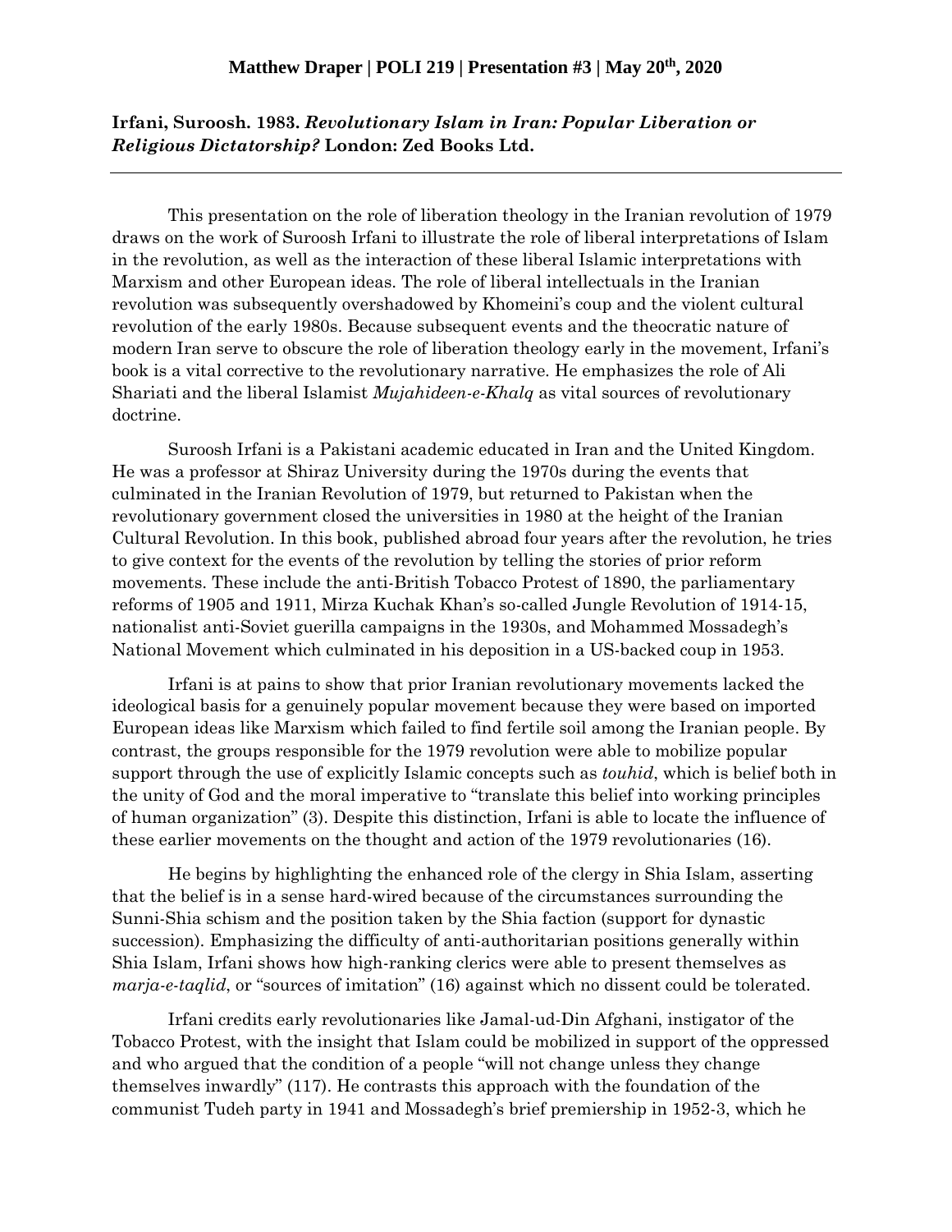**Matthew Draper | POLI 219 | Presentation #3 | May 20th, 2020**

**Irfani, Suroosh. 1983. *Revolutionary Islam in Iran: Popular Liberation or Religious Dictatorship?* London: Zed Books Ltd.**

---

This presentation on the role of liberation theology in the Iranian revolution of 1979 draws on the work of Suroosh Irfani to illustrate the role of liberal interpretations of Islam in the revolution, as well as the interaction of these liberal Islamic interpretations with Marxism and other European ideas. The role of liberal intellectuals in the Iranian revolution was subsequently overshadowed by Khomeini's coup and the violent cultural revolution of the early 1980s. Because subsequent events and the theocratic nature of modern Iran serve to obscure the role of liberation theology early in the movement, Irfani's book is a vital corrective to the revolutionary narrative. He emphasizes the role of Ali Shariati and the liberal Islamist *Mujahideen-e-Khalq* as vital sources of revolutionary doctrine.

Suroosh Irfani is a Pakistani academic educated in Iran and the United Kingdom. He was a professor at Shiraz University during the 1970s during the events that culminated in the Iranian Revolution of 1979, but returned to Pakistan when the revolutionary government closed the universities in 1980 at the height of the Iranian Cultural Revolution. In this book, published abroad four years after the revolution, he tries to give context for the events of the revolution by telling the stories of prior reform movements. These include the anti-British Tobacco Protest of 1890, the parliamentary reforms of 1905 and 1911, Mirza Kuchak Khan's so-called Jungle Revolution of 1914-15, nationalist anti-Soviet guerilla campaigns in the 1930s, and Mohammed Mossadegh's National Movement which culminated in his deposition in a US-backed coup in 1953.

Irfani is at pains to show that prior Iranian revolutionary movements lacked the ideological basis for a genuinely popular movement because they were based on imported European ideas like Marxism which failed to find fertile soil among the Iranian people. By contrast, the groups responsible for the 1979 revolution were able to mobilize popular support through the use of explicitly Islamic concepts such as *touhid*, which is belief both in the unity of God and the moral imperative to "translate this belief into working principles of human organization" (3). Despite this distinction, Irfani is able to locate the influence of these earlier movements on the thought and action of the 1979 revolutionaries (16).

He begins by highlighting the enhanced role of the clergy in Shia Islam, asserting that the belief is in a sense hard-wired because of the circumstances surrounding the Sunni-Shia schism and the position taken by the Shia faction (support for dynastic succession). Emphasizing the difficulty of anti-authoritarian positions generally within Shia Islam, Irfani shows how high-ranking clerics were able to present themselves as *marja-e-taqlid*, or "sources of imitation" (16) against which no dissent could be tolerated.

Irfani credits early revolutionaries like Jamal-ud-Din Afghani, instigator of the Tobacco Protest, with the insight that Islam could be mobilized in support of the oppressed and who argued that the condition of a people "will not change unless they change themselves inwardly" (117). He contrasts this approach with the foundation of the communist Tudeh party in 1941 and Mossadegh's brief premiership in 1952-3, which he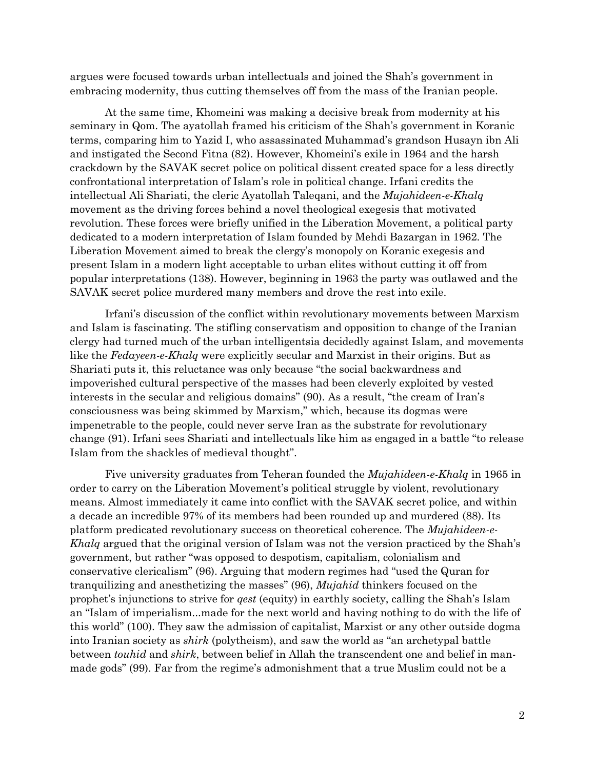argues were focused towards urban intellectuals and joined the Shah's government in embracing modernity, thus cutting themselves off from the mass of the Iranian people.

At the same time, Khomeini was making a decisive break from modernity at his seminary in Qom. The ayatollah framed his criticism of the Shah's government in Koranic terms, comparing him to Yazid I, who assassinated Muhammad's grandson Husayn ibn Ali and instigated the Second Fitna (82). However, Khomeini's exile in 1964 and the harsh crackdown by the SAVAK secret police on political dissent created space for a less directly confrontational interpretation of Islam's role in political change. Irfani credits the intellectual Ali Shariati, the cleric Ayatollah Taleqani, and the *Mujahideen-e-Khalq* movement as the driving forces behind a novel theological exegesis that motivated revolution. These forces were briefly unified in the Liberation Movement, a political party dedicated to a modern interpretation of Islam founded by Mehdi Bazargan in 1962. The Liberation Movement aimed to break the clergy's monopoly on Koranic exegesis and present Islam in a modern light acceptable to urban elites without cutting it off from popular interpretations (138). However, beginning in 1963 the party was outlawed and the SAVAK secret police murdered many members and drove the rest into exile.

Irfani's discussion of the conflict within revolutionary movements between Marxism and Islam is fascinating. The stifling conservatism and opposition to change of the Iranian clergy had turned much of the urban intelligentsia decidedly against Islam, and movements like the *Fedayeen-e-Khalq* were explicitly secular and Marxist in their origins. But as Shariati puts it, this reluctance was only because "the social backwardness and impoverished cultural perspective of the masses had been cleverly exploited by vested interests in the secular and religious domains" (90). As a result, "the cream of Iran's consciousness was being skimmed by Marxism," which, because its dogmas were impenetrable to the people, could never serve Iran as the substrate for revolutionary change (91). Irfani sees Shariati and intellectuals like him as engaged in a battle "to release Islam from the shackles of medieval thought".

Five university graduates from Teheran founded the *Mujahideen-e-Khalq* in 1965 in order to carry on the Liberation Movement's political struggle by violent, revolutionary means. Almost immediately it came into conflict with the SAVAK secret police, and within a decade an incredible 97% of its members had been rounded up and murdered (88). Its platform predicated revolutionary success on theoretical coherence. The *Mujahideen-e-Khalq* argued that the original version of Islam was not the version practiced by the Shah's government, but rather "was opposed to despotism, capitalism, colonialism and conservative clericalism" (96). Arguing that modern regimes had "used the Quran for tranquilizing and anesthetizing the masses" (96), *Mujahid* thinkers focused on the prophet's injunctions to strive for *qest* (equity) in earthly society, calling the Shah's Islam an "Islam of imperialism...made for the next world and having nothing to do with the life of this world" (100). They saw the admission of capitalist, Marxist or any other outside dogma into Iranian society as *shirk* (polytheism), and saw the world as "an archetypal battle between *touhid* and *shirk*, between belief in Allah the transcendent one and belief in man-made gods" (99). Far from the regime's admonishment that a true Muslim could not be a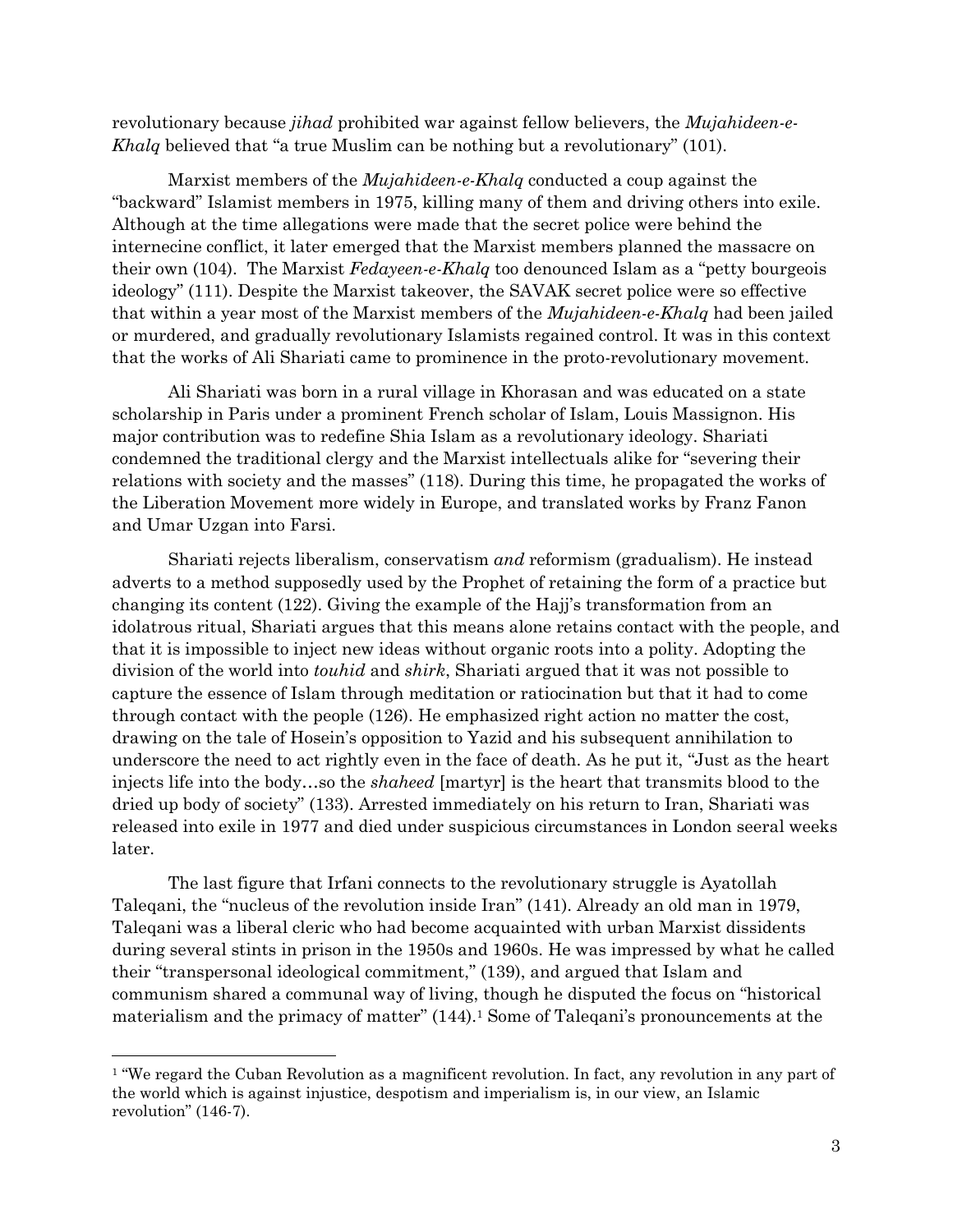revolutionary because *jihad* prohibited war against fellow believers, the *Mujahideen-e-Khalq* believed that "a true Muslim can be nothing but a revolutionary" (101).

Marxist members of the *Mujahideen-e-Khalq* conducted a coup against the "backward" Islamist members in 1975, killing many of them and driving others into exile. Although at the time allegations were made that the secret police were behind the internecine conflict, it later emerged that the Marxist members planned the massacre on their own (104). The Marxist *Fedayeen-e-Khalq* too denounced Islam as a "petty bourgeois ideology" (111). Despite the Marxist takeover, the SAVAK secret police were so effective that within a year most of the Marxist members of the *Mujahideen-e-Khalq* had been jailed or murdered, and gradually revolutionary Islamists regained control. It was in this context that the works of Ali Shariati came to prominence in the proto-revolutionary movement.

Ali Shariati was born in a rural village in Khorasan and was educated on a state scholarship in Paris under a prominent French scholar of Islam, Louis Massignon. His major contribution was to redefine Shia Islam as a revolutionary ideology. Shariati condemned the traditional clergy and the Marxist intellectuals alike for "severing their relations with society and the masses" (118). During this time, he propagated the works of the Liberation Movement more widely in Europe, and translated works by Franz Fanon and Umar Uzgan into Farsi.

Shariati rejects liberalism, conservatism *and* reformism (gradualism). He instead adverts to a method supposedly used by the Prophet of retaining the form of a practice but changing its content (122). Giving the example of the Hajj's transformation from an idolatrous ritual, Shariati argues that this means alone retains contact with the people, and that it is impossible to inject new ideas without organic roots into a polity. Adopting the division of the world into *touhid* and *shirk*, Shariati argued that it was not possible to capture the essence of Islam through meditation or ratiocination but that it had to come through contact with the people (126). He emphasized right action no matter the cost, drawing on the tale of Hosein's opposition to Yazid and his subsequent annihilation to underscore the need to act rightly even in the face of death. As he put it, "Just as the heart injects life into the body…so the *shaheed* [martyr] is the heart that transmits blood to the dried up body of society" (133). Arrested immediately on his return to Iran, Shariati was released into exile in 1977 and died under suspicious circumstances in London seeral weeks later.

The last figure that Irfani connects to the revolutionary struggle is Ayatollah Taleqani, the "nucleus of the revolution inside Iran" (141). Already an old man in 1979, Taleqani was a liberal cleric who had become acquainted with urban Marxist dissidents during several stints in prison in the 1950s and 1960s. He was impressed by what he called their "transpersonal ideological commitment," (139), and argued that Islam and communism shared a communal way of living, though he disputed the focus on "historical materialism and the primacy of matter" (144).[1] Some of Taleqani's pronouncements at the

[1] "We regard the Cuban Revolution as a magnificent revolution. In fact, any revolution in any part of the world which is against injustice, despotism and imperialism is, in our view, an Islamic revolution" (146-7).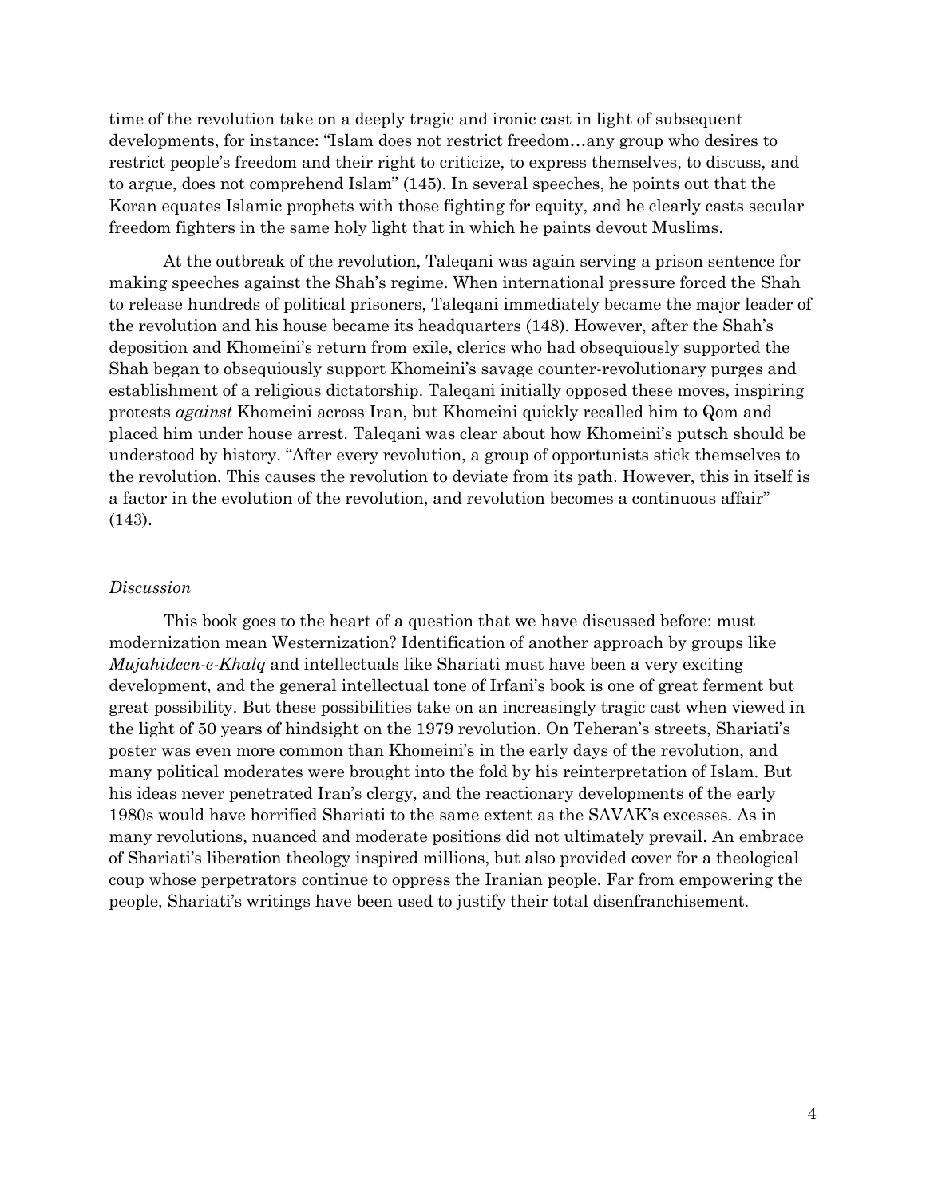time of the revolution take on a deeply tragic and ironic cast in light of subsequent developments, for instance: "Islam does not restrict freedom…any group who desires to restrict people's freedom and their right to criticize, to express themselves, to discuss, and to argue, does not comprehend Islam" (145). In several speeches, he points out that the Koran equates Islamic prophets with those fighting for equity, and he clearly casts secular freedom fighters in the same holy light that in which he paints devout Muslims.

At the outbreak of the revolution, Taleqani was again serving a prison sentence for making speeches against the Shah's regime. When international pressure forced the Shah to release hundreds of political prisoners, Taleqani immediately became the major leader of the revolution and his house became its headquarters (148). However, after the Shah's deposition and Khomeini's return from exile, clerics who had obsequiously supported the Shah began to obsequiously support Khomeini's savage counter-revolutionary purges and establishment of a religious dictatorship. Taleqani initially opposed these moves, inspiring protests *against* Khomeini across Iran, but Khomeini quickly recalled him to Qom and placed him under house arrest. Taleqani was clear about how Khomeini's putsch should be understood by history. "After every revolution, a group of opportunists stick themselves to the revolution. This causes the revolution to deviate from its path. However, this in itself is a factor in the evolution of the revolution, and revolution becomes a continuous affair" (143).

*Discussion*

This book goes to the heart of a question that we have discussed before: must modernization mean Westernization? Identification of another approach by groups like *Mujahideen-e-Khalq* and intellectuals like Shariati must have been a very exciting development, and the general intellectual tone of Irfani's book is one of great ferment but great possibility. But these possibilities take on an increasingly tragic cast when viewed in the light of 50 years of hindsight on the 1979 revolution. On Teheran's streets, Shariati's poster was even more common than Khomeini's in the early days of the revolution, and many political moderates were brought into the fold by his reinterpretation of Islam. But his ideas never penetrated Iran's clergy, and the reactionary developments of the early 1980s would have horrified Shariati to the same extent as the SAVAK's excesses. As in many revolutions, nuanced and moderate positions did not ultimately prevail. An embrace of Shariati's liberation theology inspired millions, but also provided cover for a theological coup whose perpetrators continue to oppress the Iranian people. Far from empowering the people, Shariati's writings have been used to justify their total disenfranchisement.